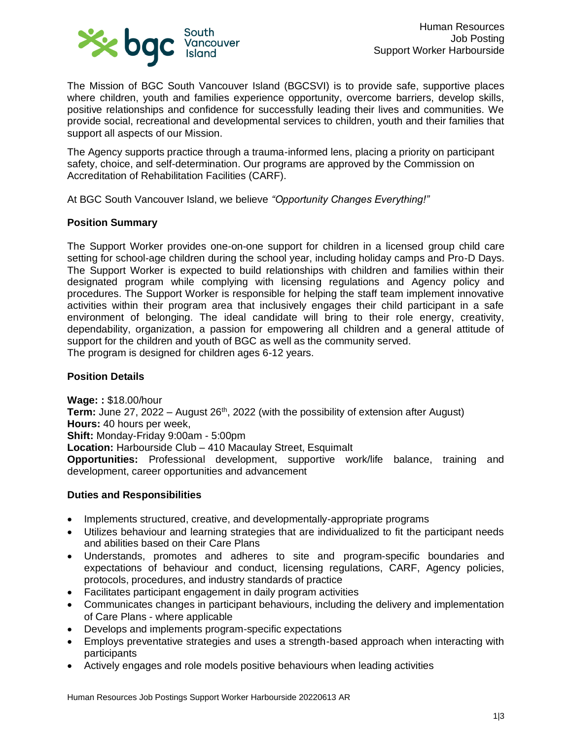Human Resources
Job Posting
Support Worker Harbourside

The Mission of BGC South Vancouver Island (BGCSVI) is to provide safe, supportive places where children, youth and families experience opportunity, overcome barriers, develop skills, positive relationships and confidence for successfully leading their lives and communities. We provide social, recreational and developmental services to children, youth and their families that support all aspects of our Mission.

The Agency supports practice through a trauma-informed lens, placing a priority on participant safety, choice, and self-determination. Our programs are approved by the Commission on Accreditation of Rehabilitation Facilities (CARF).

At BGC South Vancouver Island, we believe *"Opportunity Changes Everything!"*

## Position Summary

The Support Worker provides one-on-one support for children in a licensed group child care setting for school-age children during the school year, including holiday camps and Pro-D Days. The Support Worker is expected to build relationships with children and families within their designated program while complying with licensing regulations and Agency policy and procedures. The Support Worker is responsible for helping the staff team implement innovative activities within their program area that inclusively engages their child participant in a safe environment of belonging. The ideal candidate will bring to their role energy, creativity, dependability, organization, a passion for empowering all children and a general attitude of support for the children and youth of BGC as well as the community served.
The program is designed for children ages 6-12 years.

## Position Details

**Wage: :** $18.00/hour
**Term:** June 27, 2022 – August 26th, 2022 (with the possibility of extension after August)
**Hours:** 40 hours per week,
**Shift:** Monday-Friday 9:00am - 5:00pm
**Location:** Harbourside Club – 410 Macaulay Street, Esquimalt
**Opportunities:** Professional development, supportive work/life balance, training and development, career opportunities and advancement

## Duties and Responsibilities

- Implements structured, creative, and developmentally-appropriate programs
- Utilizes behaviour and learning strategies that are individualized to fit the participant needs and abilities based on their Care Plans
- Understands, promotes and adheres to site and program-specific boundaries and expectations of behaviour and conduct, licensing regulations, CARF, Agency policies, protocols, procedures, and industry standards of practice
- Facilitates participant engagement in daily program activities
- Communicates changes in participant behaviours, including the delivery and implementation of Care Plans - where applicable
- Develops and implements program-specific expectations
- Employs preventative strategies and uses a strength-based approach when interacting with participants
- Actively engages and role models positive behaviours when leading activities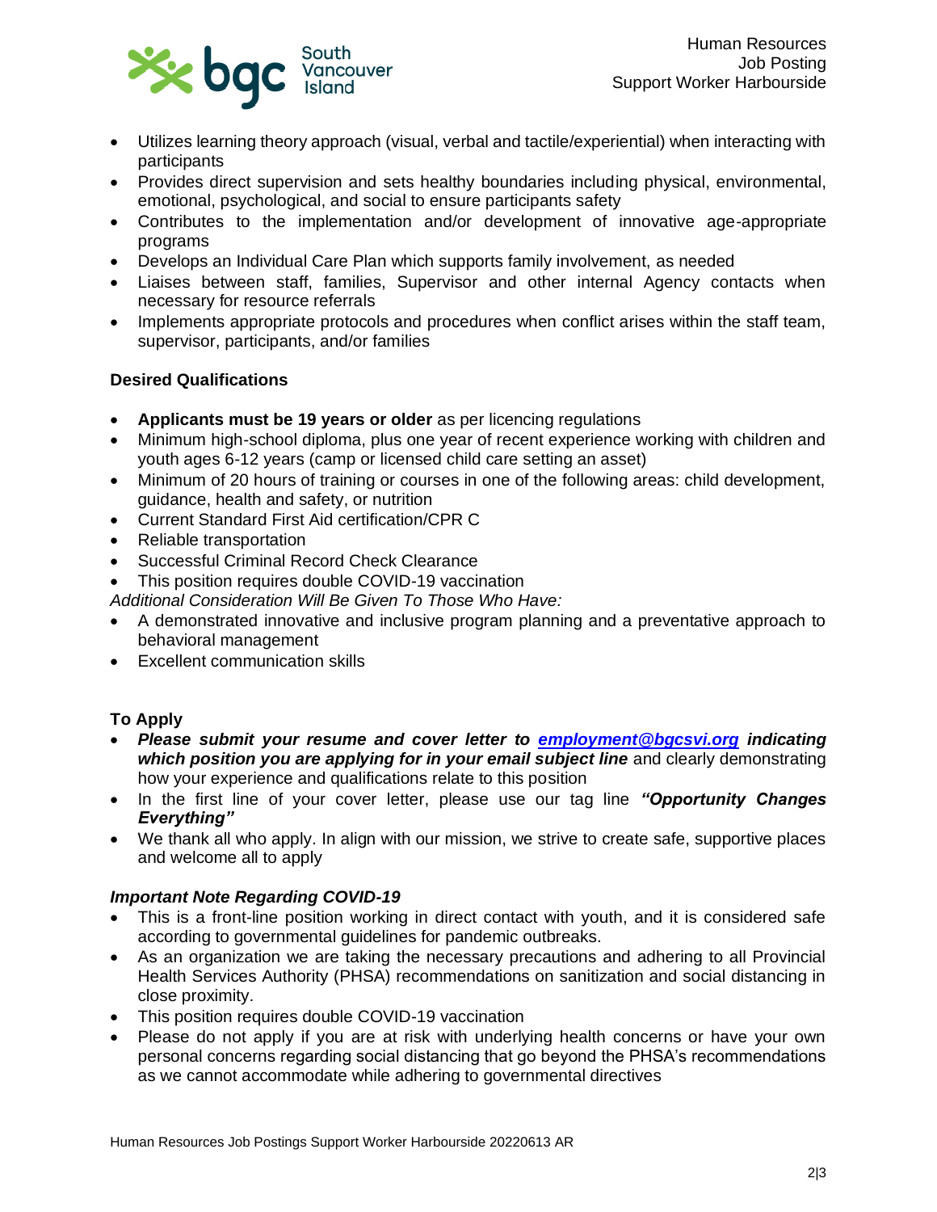- Utilizes learning theory approach (visual, verbal and tactile/experiential) when interacting with participants
- Provides direct supervision and sets healthy boundaries including physical, environmental, emotional, psychological, and social to ensure participants safety
- Contributes to the implementation and/or development of innovative age-appropriate programs
- Develops an Individual Care Plan which supports family involvement, as needed
- Liaises between staff, families, Supervisor and other internal Agency contacts when necessary for resource referrals
- Implements appropriate protocols and procedures when conflict arises within the staff team, supervisor, participants, and/or families

**Desired Qualifications**

- **Applicants must be 19 years or older** as per licencing regulations
- Minimum high-school diploma, plus one year of recent experience working with children and youth ages 6-12 years (camp or licensed child care setting an asset)
- Minimum of 20 hours of training or courses in one of the following areas: child development, guidance, health and safety, or nutrition
- Current Standard First Aid certification/CPR C
- Reliable transportation
- Successful Criminal Record Check Clearance
- This position requires double COVID-19 vaccination

*Additional Consideration Will Be Given To Those Who Have:*

- A demonstrated innovative and inclusive program planning and a preventative approach to behavioral management
- Excellent communication skills

**To Apply**

- ***Please submit your resume and cover letter to [employment@bgcsvi.org](mailto:employment@bgcsvi.org) indicating which position you are applying for in your email subject line*** and clearly demonstrating how your experience and qualifications relate to this position
- In the first line of your cover letter, please use our tag line ***"Opportunity Changes Everything"***
- We thank all who apply. In align with our mission, we strive to create safe, supportive places and welcome all to apply

***Important Note Regarding COVID-19***

- This is a front-line position working in direct contact with youth, and it is considered safe according to governmental guidelines for pandemic outbreaks.
- As an organization we are taking the necessary precautions and adhering to all Provincial Health Services Authority (PHSA) recommendations on sanitization and social distancing in close proximity.
- This position requires double COVID-19 vaccination
- Please do not apply if you are at risk with underlying health concerns or have your own personal concerns regarding social distancing that go beyond the PHSA's recommendations as we cannot accommodate while adhering to governmental directives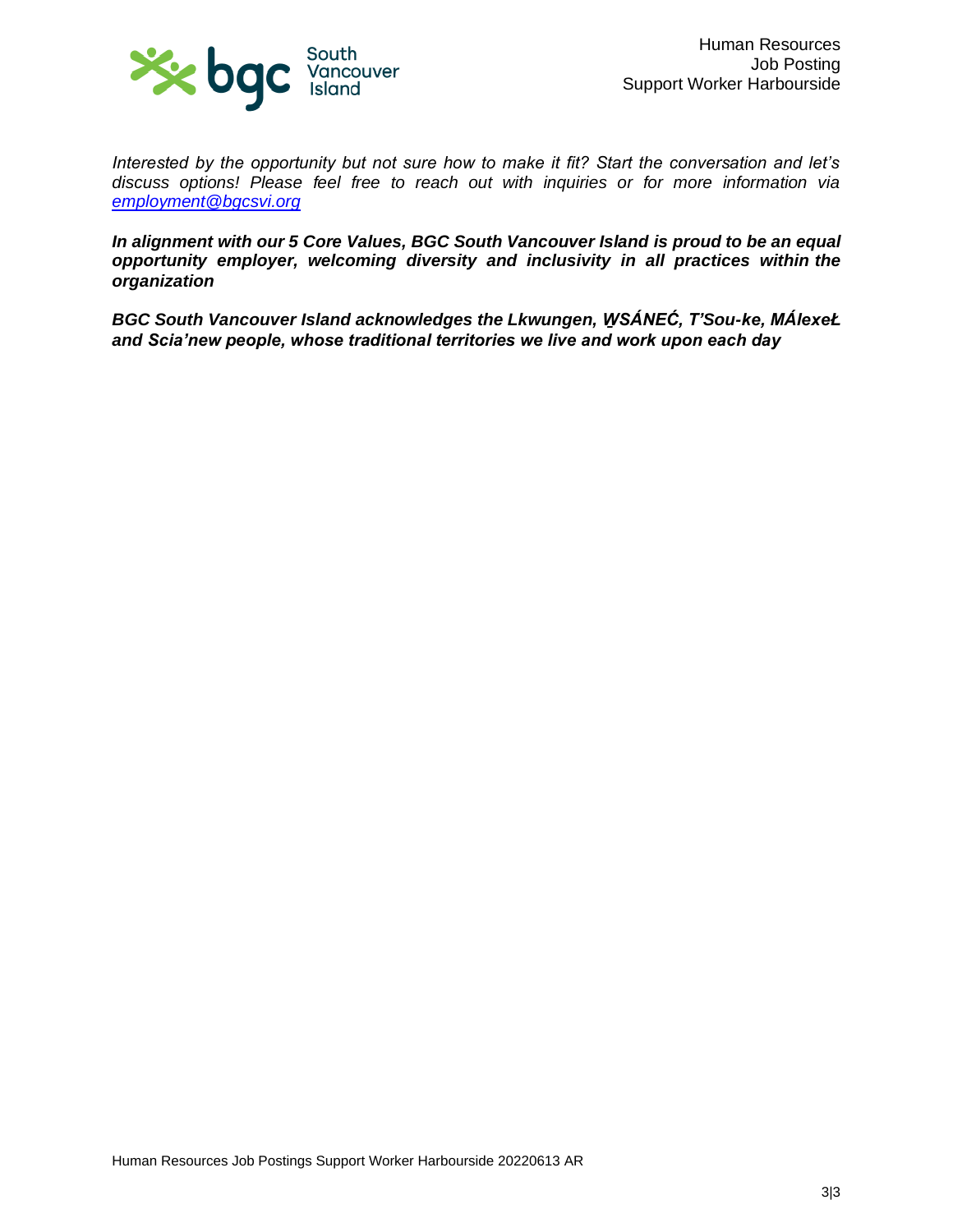*Interested by the opportunity but not sure how to make it fit? Start the conversation and let's discuss options! Please feel free to reach out with inquiries or for more information via [employment@bgcsvi.org](mailto:employment@bgcsvi.org)*

***In alignment with our 5 Core Values, BGC South Vancouver Island is proud to be an equal opportunity employer, welcoming diversity and inclusivity in all practices within the organization***

***BGC South Vancouver Island acknowledges the Lkwungen, W̱SÁNEĆ, T'Sou-ke, MÁlexeŁ and Scia'new people, whose traditional territories we live and work upon each day***